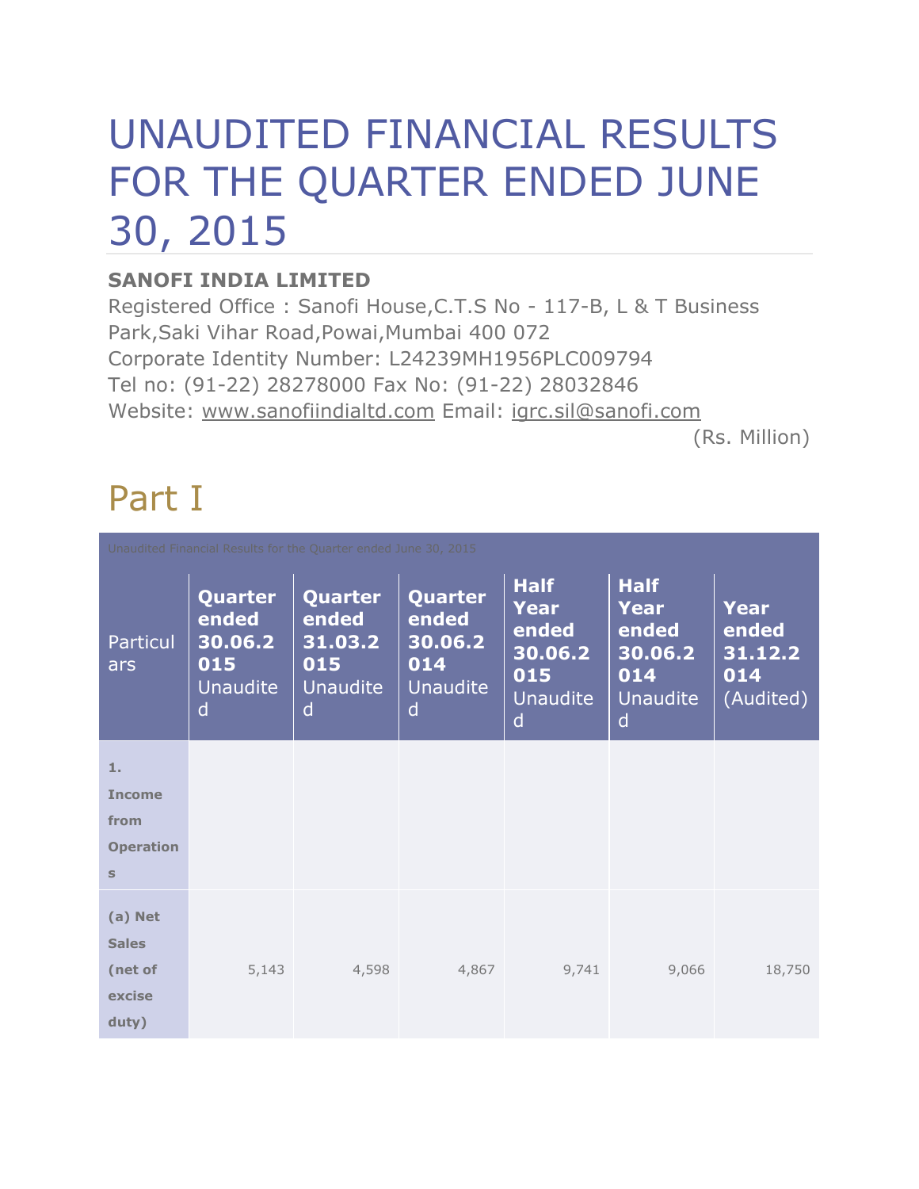# UNAUDITED FINANCIAL RESULTS FOR THE QUARTER ENDED JUNE 30, 2015

**SANOFI INDIA LIMITED**

Registered Office : Sanofi House,C.T.S No - 117-B, L & T Business Park,Saki Vihar Road,Powai,Mumbai 400 072
Corporate Identity Number: L24239MH1956PLC009794
Tel no: (91-22) 28278000 Fax No: (91-22) 28032846
Website: www.sanofiindialtd.com Email: igrc.sil@sanofi.com

(Rs. Million)

## Part I

Unaudited Financial Results for the Quarter ended June 30, 2015

| Particulars | **Quarter ended 30.06.2015** Unaudited | **Quarter ended 31.03.2015** Unaudited | **Quarter ended 30.06.2014** Unaudited | **Half Year ended 30.06.2015** Unaudited | **Half Year ended 30.06.2014** Unaudited | **Year ended 31.12.2014** (Audited) |
|---|---|---|---|---|---|---|
| **1. Income from Operations** | | | | | | |
| **(a) Net Sales (net of excise duty)** | 5,143 | 4,598 | 4,867 | 9,741 | 9,066 | 18,750 |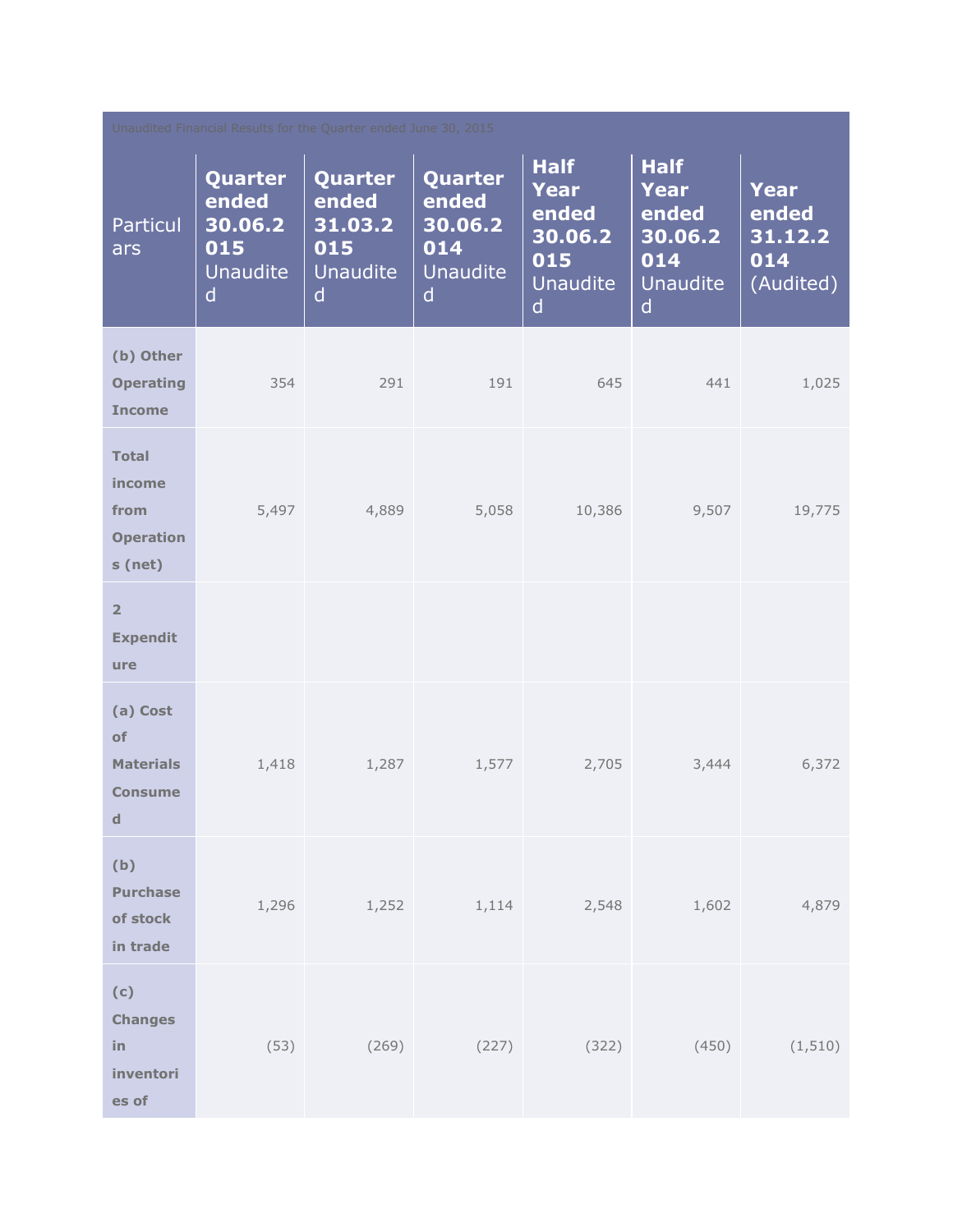| Unaudited Financial Results for the Quarter ended June 30, 2015 | | | | | | |
|---|---|---|---|---|---|---|
| Particulars | **Quarter ended 30.06.2015** Unaudited | **Quarter ended 31.03.2015** Unaudited | **Quarter ended 30.06.2014** Unaudited | **Half Year ended 30.06.2015** Unaudited | **Half Year ended 30.06.2014** Unaudited | **Year ended 31.12.2014** (Audited) |
| **(b) Other Operating Income** | 354 | 291 | 191 | 645 | 441 | 1,025 |
| **Total income from Operations (net)** | 5,497 | 4,889 | 5,058 | 10,386 | 9,507 | 19,775 |
| **2 Expenditure** | | | | | | |
| **(a) Cost of Materials Consumed** | 1,418 | 1,287 | 1,577 | 2,705 | 3,444 | 6,372 |
| **(b) Purchase of stock in trade** | 1,296 | 1,252 | 1,114 | 2,548 | 1,602 | 4,879 |
| **(c) Changes in inventories of** | (53) | (269) | (227) | (322) | (450) | (1,510) |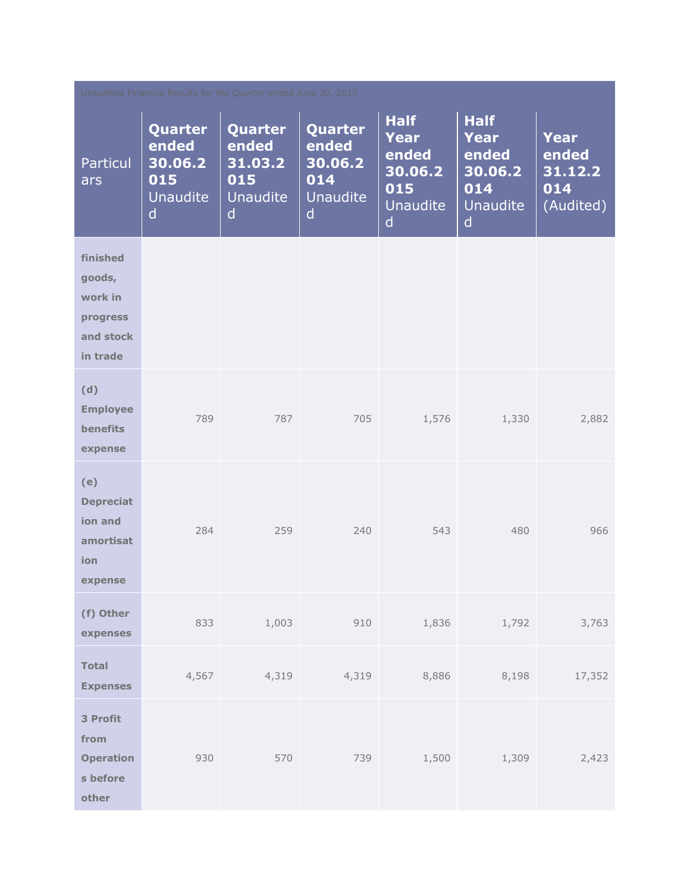| Unaudited Financial Results for the Quarter ended June 30, 2015 | | | | | | |
|---|---|---|---|---|---|---|
| Particulars | **Quarter ended 30.06.2015** Unaudited | **Quarter ended 31.03.2015** Unaudited | **Quarter ended 30.06.2014** Unaudited | **Half Year ended 30.06.2015** Unaudited | **Half Year ended 30.06.2014** Unaudited | **Year ended 31.12.2014** (Audited) |
| **finished goods, work in progress and stock in trade** | | | | | | |
| **(d) Employee benefits expense** | 789 | 787 | 705 | 1,576 | 1,330 | 2,882 |
| **(e) Depreciation and amortisation expense** | 284 | 259 | 240 | 543 | 480 | 966 |
| **(f) Other expenses** | 833 | 1,003 | 910 | 1,836 | 1,792 | 3,763 |
| **Total Expenses** | 4,567 | 4,319 | 4,319 | 8,886 | 8,198 | 17,352 |
| **3 Profit from Operations before other** | 930 | 570 | 739 | 1,500 | 1,309 | 2,423 |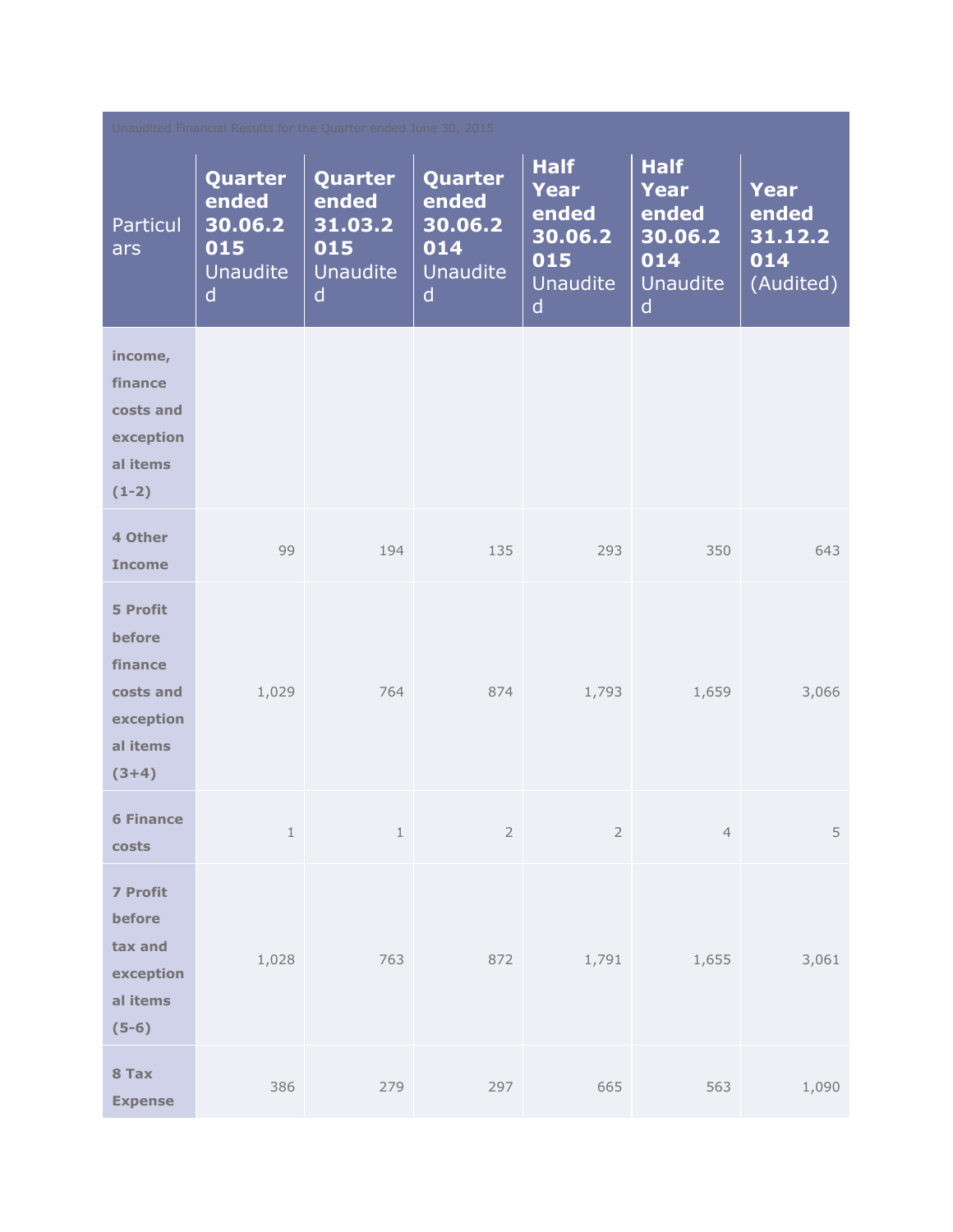| Unaudited Financial Results for the Quarter ended June 30, 2015 | | | | | | |
|---|---|---|---|---|---|---|
| Particulars | **Quarter ended 30.06.2015** Unaudited | **Quarter ended 31.03.2015** Unaudited | **Quarter ended 30.06.2014** Unaudited | **Half Year ended 30.06.2015** Unaudited | **Half Year ended 30.06.2014** Unaudited | **Year ended 31.12.2014** (Audited) |
| **income, finance costs and exceptional items (1-2)** | | | | | | |
| **4 Other Income** | 99 | 194 | 135 | 293 | 350 | 643 |
| **5 Profit before finance costs and exceptional items (3+4)** | 1,029 | 764 | 874 | 1,793 | 1,659 | 3,066 |
| **6 Finance costs** | 1 | 1 | 2 | 2 | 4 | 5 |
| **7 Profit before tax and exceptional items (5-6)** | 1,028 | 763 | 872 | 1,791 | 1,655 | 3,061 |
| **8 Tax Expense** | 386 | 279 | 297 | 665 | 563 | 1,090 |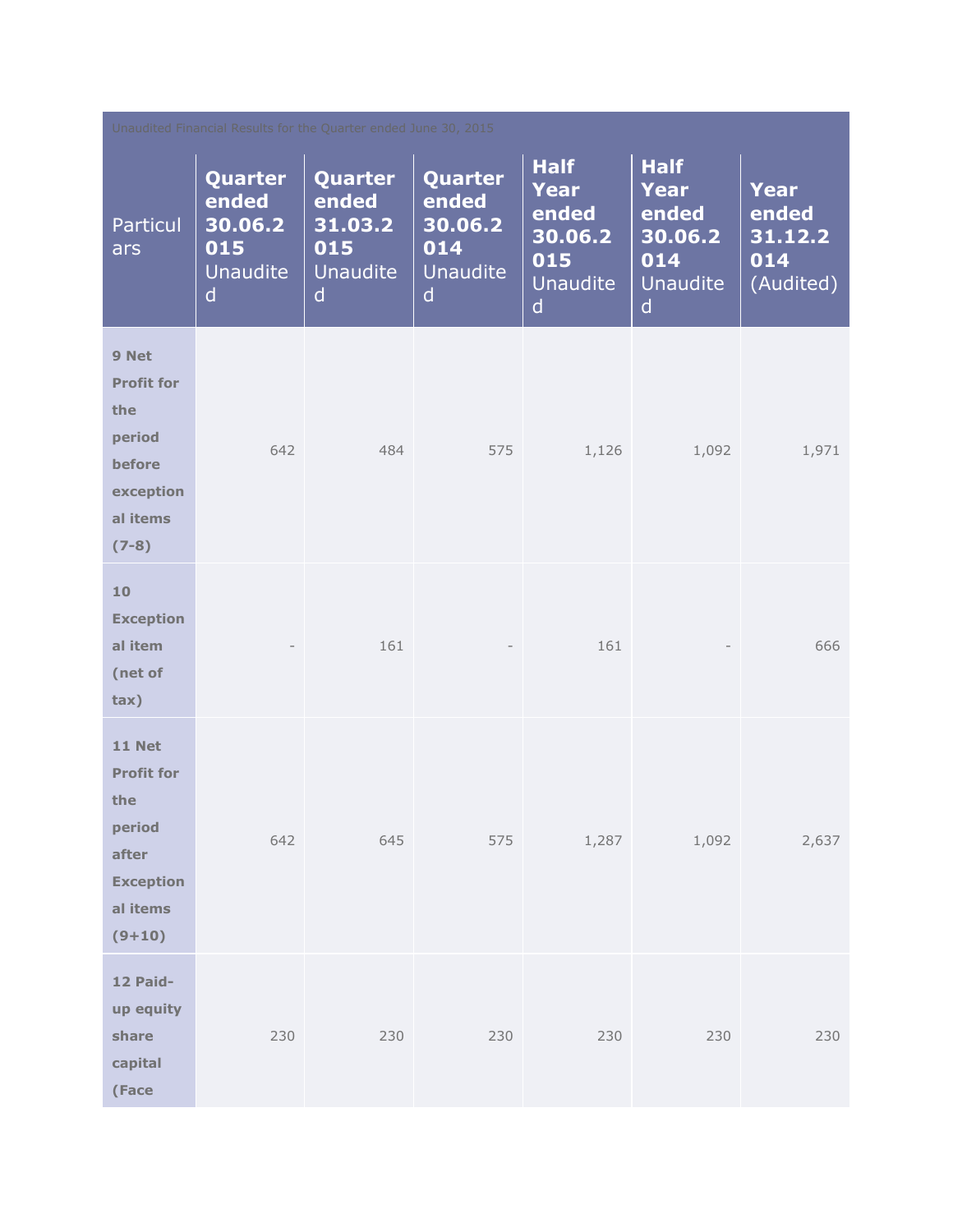| Unaudited Financial Results for the Quarter ended June 30, 2015 | | | | | | |
|---|---|---|---|---|---|---|
| Particulars | **Quarter ended 30.06.2015** Unaudited | **Quarter ended 31.03.2015** Unaudited | **Quarter ended 30.06.2014** Unaudited | **Half Year ended 30.06.2015** Unaudited | **Half Year ended 30.06.2014** Unaudited | **Year ended 31.12.2014** (Audited) |
| **9 Net Profit for the period before exceptional items (7-8)** | 642 | 484 | 575 | 1,126 | 1,092 | 1,971 |
| **10 Exceptional item (net of tax)** | - | 161 | - | 161 | - | 666 |
| **11 Net Profit for the period after Exceptional items (9+10)** | 642 | 645 | 575 | 1,287 | 1,092 | 2,637 |
| **12 Paid-up equity share capital (Face** | 230 | 230 | 230 | 230 | 230 | 230 |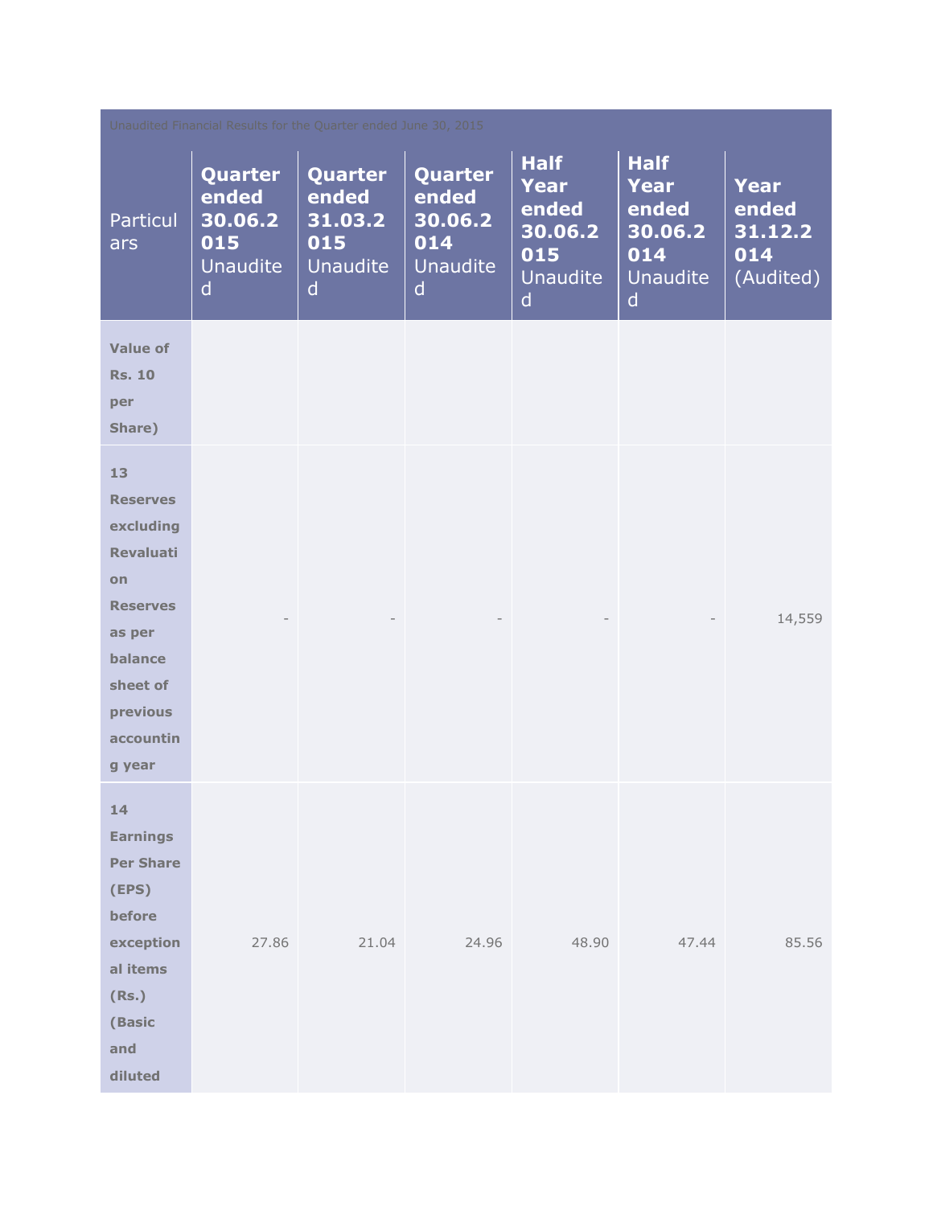| Unaudited Financial Results for the Quarter ended June 30, 2015 | | | | | | |
|---|---|---|---|---|---|---|
| Particulars | **Quarter ended 30.06.2015** Unaudited | **Quarter ended 31.03.2015** Unaudited | **Quarter ended 30.06.2014** Unaudited | **Half Year ended 30.06.2015** Unaudited | **Half Year ended 30.06.2014** Unaudited | **Year ended 31.12.2014** (Audited) |
| **Value of Rs. 10 per Share)** | | | | | | |
| **13 Reserves excluding Revaluation Reserves as per balance sheet of previous accounting year** | - | - | - | - | - | 14,559 |
| **14 Earnings Per Share (EPS) before exceptional items (Rs.) (Basic and diluted** | 27.86 | 21.04 | 24.96 | 48.90 | 47.44 | 85.56 |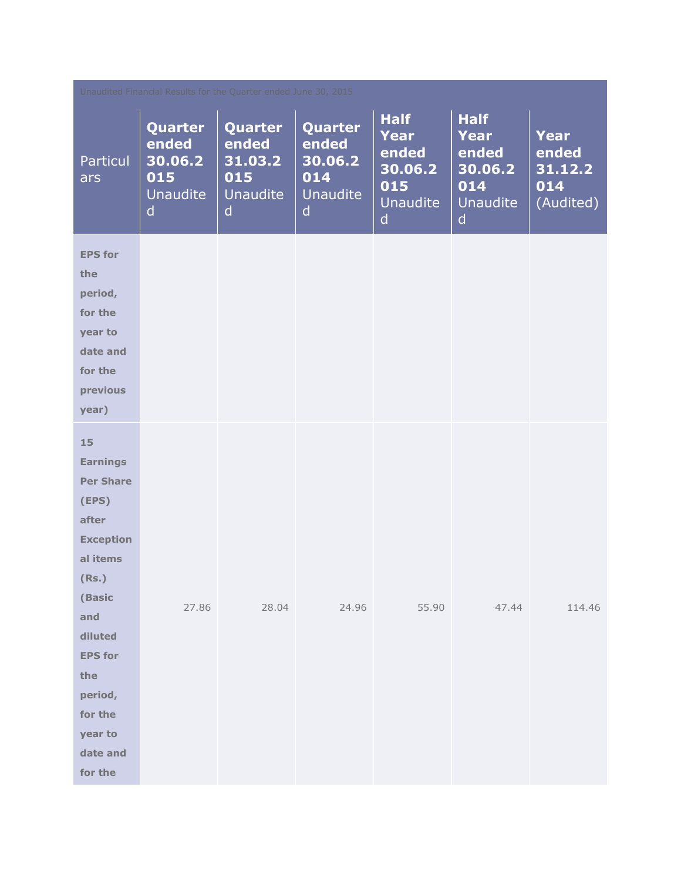| Unaudited Financial Results for the Quarter ended June 30, 2015 | | | | | | |
|---|---|---|---|---|---|---|
| Particulars | **Quarter ended 30.06.2015** Unaudited | **Quarter ended 31.03.2015** Unaudited | **Quarter ended 30.06.2014** Unaudited | **Half Year ended 30.06.2015** Unaudited | **Half Year ended 30.06.2014** Unaudited | **Year ended 31.12.2014** (Audited) |
| **EPS for the period, for the year to date and for the previous year)** | | | | | | |
| **15 Earnings Per Share (EPS) after Exceptional items (Rs.) (Basic and diluted EPS for the period, for the year to date and for the** | 27.86 | 28.04 | 24.96 | 55.90 | 47.44 | 114.46 |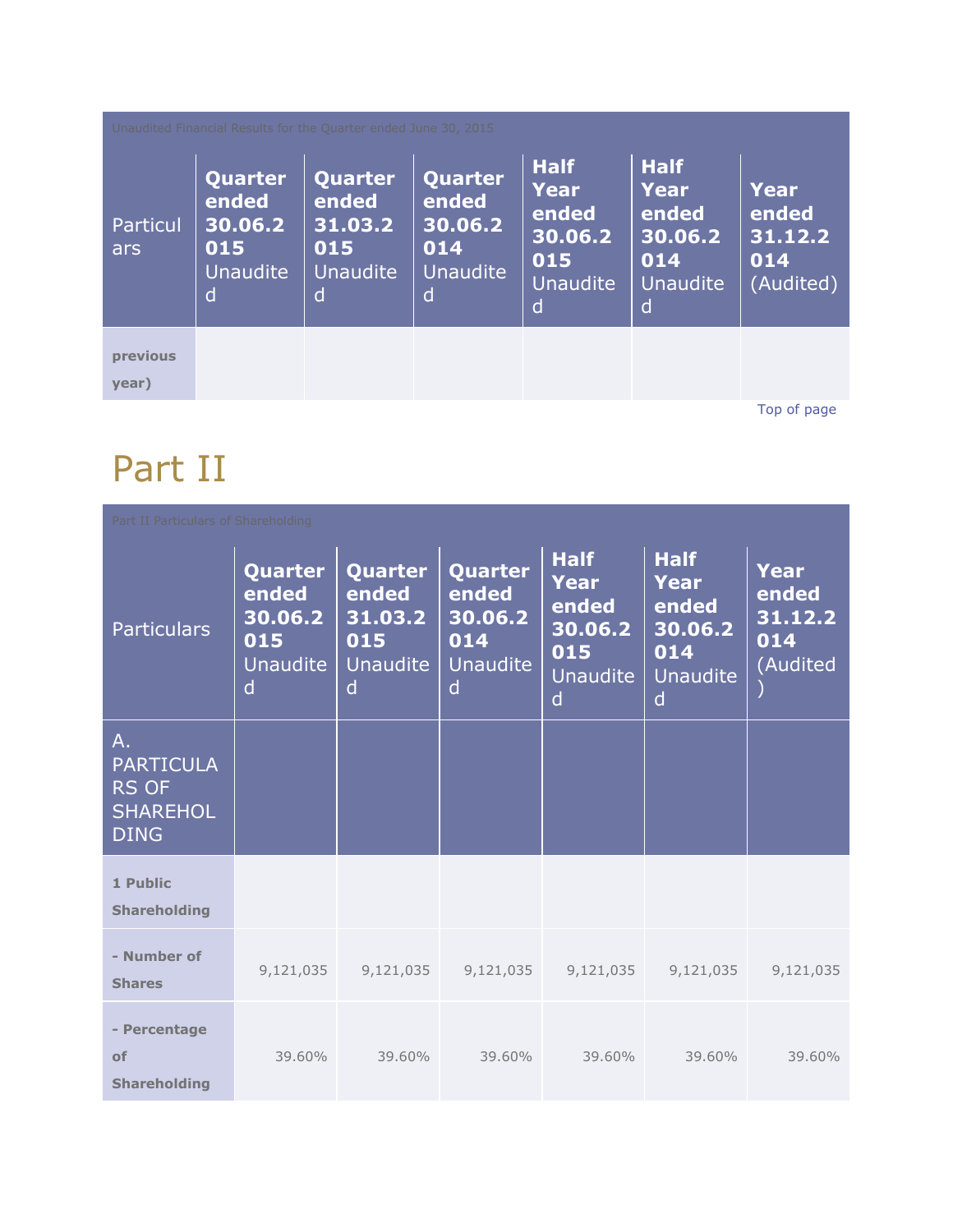| Unaudited Financial Results for the Quarter ended June 30, 2015 | | | | | | |
|---|---|---|---|---|---|---|
| Particulars | **Quarter ended 30.06.2015** Unaudited | **Quarter ended 31.03.2015** Unaudited | **Quarter ended 30.06.2014** Unaudited | **Half Year ended 30.06.2015** Unaudited | **Half Year ended 30.06.2014** Unaudited | **Year ended 31.12.2014** (Audited) |
| **previous year)** | | | | | | |

Top of page

# Part II

| Part II Particulars of Shareholding | | | | | | |
|---|---|---|---|---|---|---|
| Particulars | **Quarter ended 30.06.2015** Unaudited | **Quarter ended 31.03.2015** Unaudited | **Quarter ended 30.06.2014** Unaudited | **Half Year ended 30.06.2015** Unaudited | **Half Year ended 30.06.2014** Unaudited | **Year ended 31.12.2014** (Audited) |
| A. PARTICULARS OF SHAREHOLDING | | | | | | |
| **1 Public Shareholding** | | | | | | |
| **- Number of Shares** | 9,121,035 | 9,121,035 | 9,121,035 | 9,121,035 | 9,121,035 | 9,121,035 |
| **- Percentage of Shareholding** | 39.60% | 39.60% | 39.60% | 39.60% | 39.60% | 39.60% |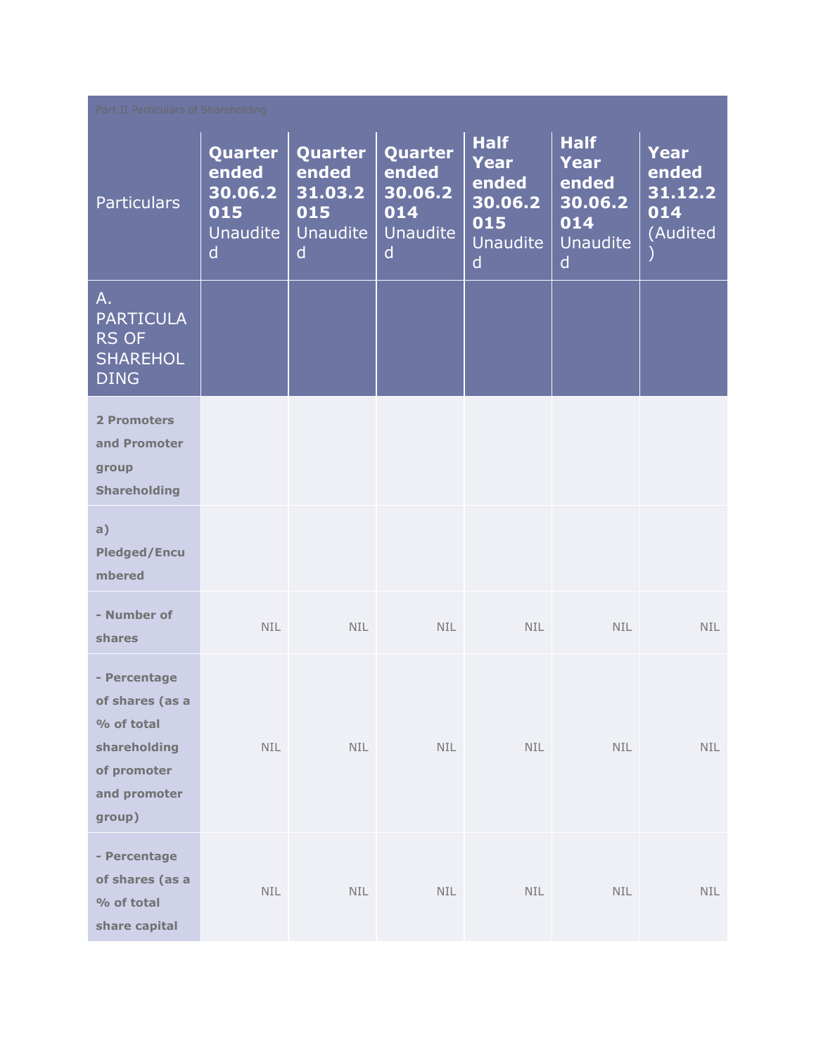| Part II Particulars of Shareholding | | | | | | |
|---|---|---|---|---|---|---|
| Particulars | **Quarter ended 30.06.2015** Unaudited | **Quarter ended 31.03.2015** Unaudited | **Quarter ended 30.06.2014** Unaudited | **Half Year ended 30.06.2015** Unaudited | **Half Year ended 30.06.2014** Unaudited | **Year ended 31.12.2014** (Audited) |
| A. PARTICULARS OF SHAREHOLDING | | | | | | |
| **2 Promoters and Promoter group Shareholding** | | | | | | |
| **a) Pledged/Encumbered** | | | | | | |
| **- Number of shares** | NIL | NIL | NIL | NIL | NIL | NIL |
| **- Percentage of shares (as a % of total shareholding of promoter and promoter group)** | NIL | NIL | NIL | NIL | NIL | NIL |
| **- Percentage of shares (as a % of total share capital** | NIL | NIL | NIL | NIL | NIL | NIL |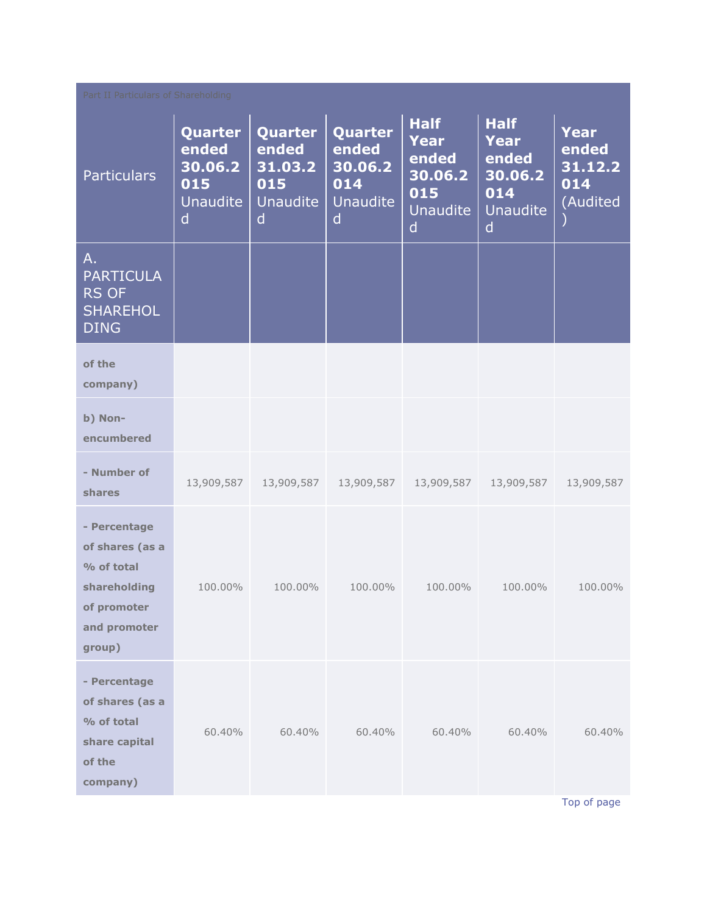| Part II Particulars of Shareholding | | | | | | |
|---|---|---|---|---|---|---|
| Particulars | **Quarter ended 30.06.2015** Unaudited | **Quarter ended 31.03.2015** Unaudited | **Quarter ended 30.06.2014** Unaudited | **Half Year ended 30.06.2015** Unaudited | **Half Year ended 30.06.2014** Unaudited | **Year ended 31.12.2014** (Audited) |
| A. PARTICULARS OF SHAREHOLDING | | | | | | |
| **of the company)** | | | | | | |
| **b) Non-encumbered** | | | | | | |
| **- Number of shares** | 13,909,587 | 13,909,587 | 13,909,587 | 13,909,587 | 13,909,587 | 13,909,587 |
| **- Percentage of shares (as a % of total shareholding of promoter and promoter group)** | 100.00% | 100.00% | 100.00% | 100.00% | 100.00% | 100.00% |
| **- Percentage of shares (as a % of total share capital of the company)** | 60.40% | 60.40% | 60.40% | 60.40% | 60.40% | 60.40% |

Top of page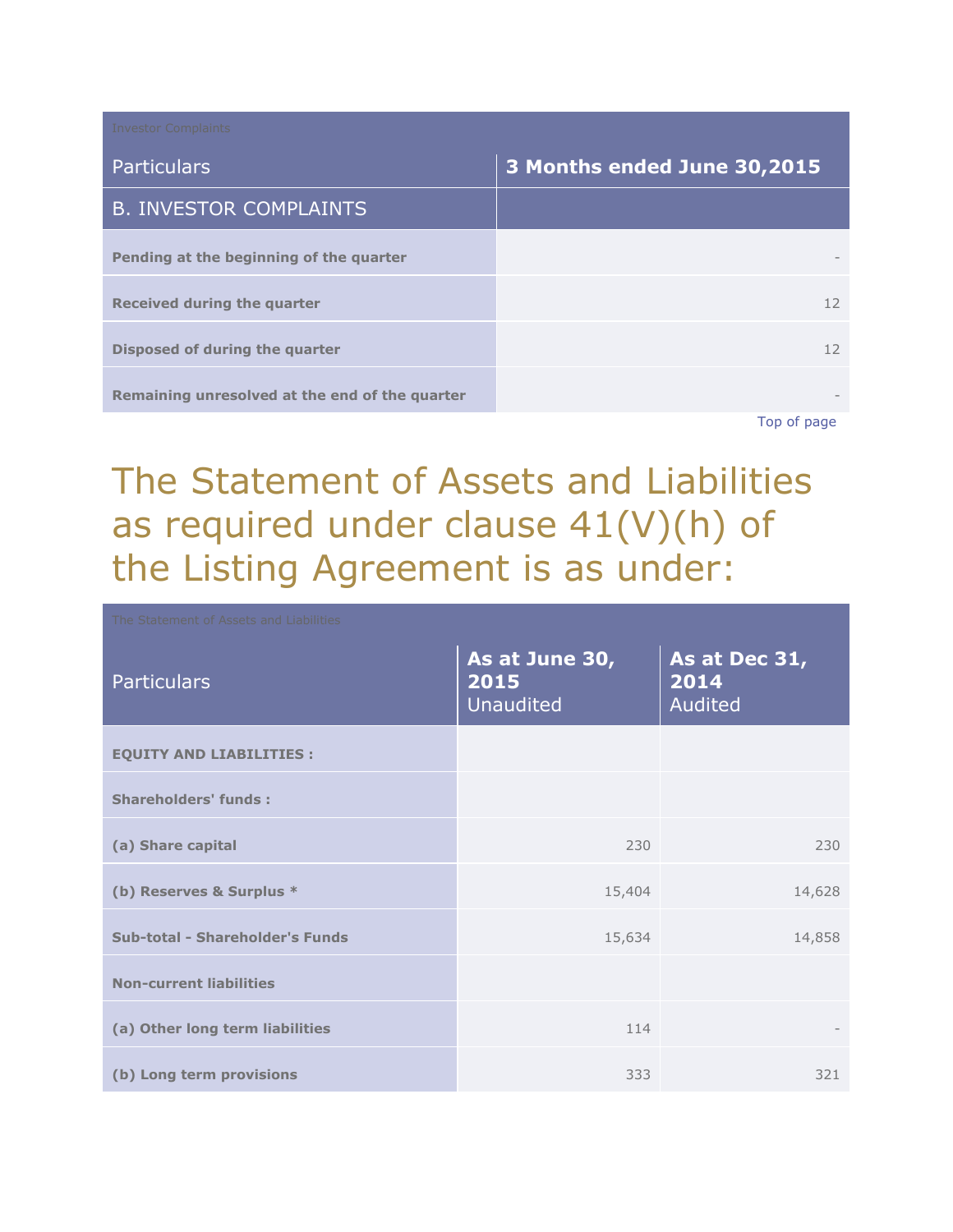Investor Complaints

| Particulars | 3 Months ended June 30,2015 |
|---|---|
| B. INVESTOR COMPLAINTS | |
| **Pending at the beginning of the quarter** | - |
| **Received during the quarter** | 12 |
| **Disposed of during the quarter** | 12 |
| **Remaining unresolved at the end of the quarter** | - |

Top of page

# The Statement of Assets and Liabilities as required under clause 41(V)(h) of the Listing Agreement is as under:

The Statement of Assets and Liabilities

| Particulars | **As at June 30, 2015** Unaudited | **As at Dec 31, 2014** Audited |
|---|---|---|
| **EQUITY AND LIABILITIES :** | | |
| **Shareholders' funds :** | | |
| **(a) Share capital** | 230 | 230 |
| **(b) Reserves & Surplus *** | 15,404 | 14,628 |
| **Sub-total - Shareholder's Funds** | 15,634 | 14,858 |
| **Non-current liabilities** | | |
| **(a) Other long term liabilities** | 114 | - |
| **(b) Long term provisions** | 333 | 321 |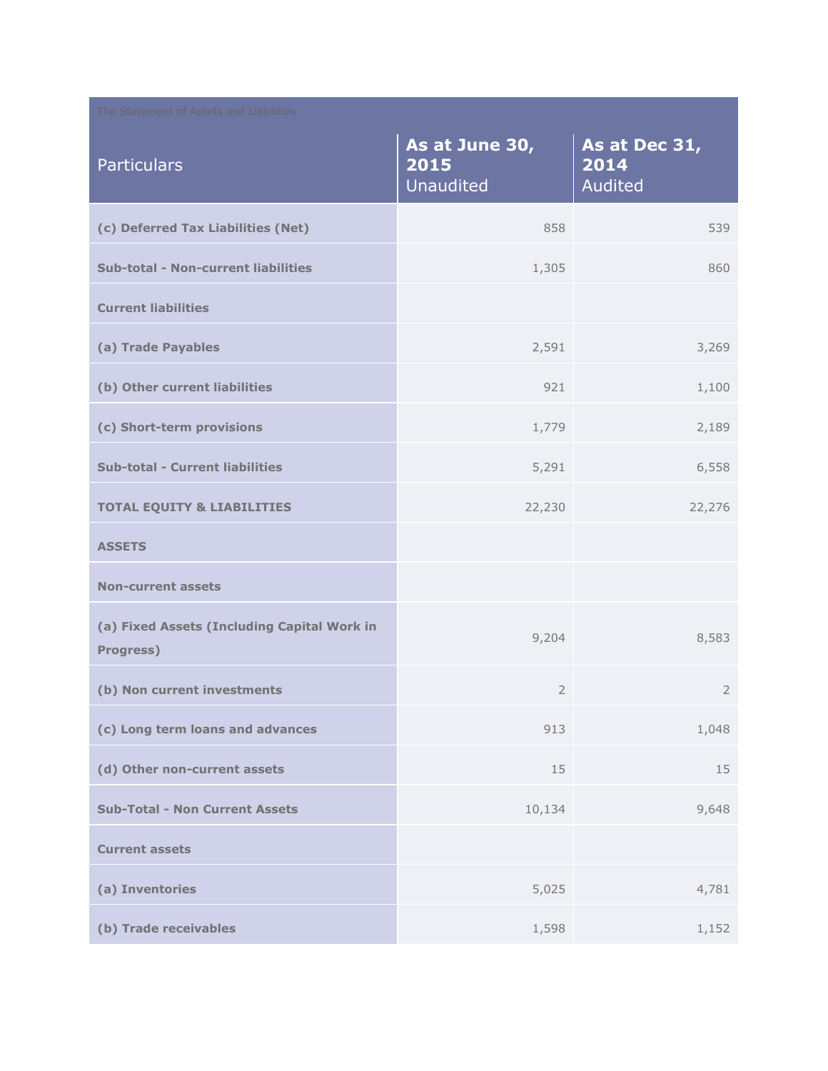The Statement of Assets and Liabilities

| Particulars | As at June 30, 2015 Unaudited | As at Dec 31, 2014 Audited |
|---|---|---|
| **(c) Deferred Tax Liabilities (Net)** | 858 | 539 |
| **Sub-total - Non-current liabilities** | 1,305 | 860 |
| **Current liabilities** | | |
| **(a) Trade Payables** | 2,591 | 3,269 |
| **(b) Other current liabilities** | 921 | 1,100 |
| **(c) Short-term provisions** | 1,779 | 2,189 |
| **Sub-total - Current liabilities** | 5,291 | 6,558 |
| **TOTAL EQUITY & LIABILITIES** | 22,230 | 22,276 |
| **ASSETS** | | |
| **Non-current assets** | | |
| **(a) Fixed Assets (Including Capital Work in Progress)** | 9,204 | 8,583 |
| **(b) Non current investments** | 2 | 2 |
| **(c) Long term loans and advances** | 913 | 1,048 |
| **(d) Other non-current assets** | 15 | 15 |
| **Sub-Total - Non Current Assets** | 10,134 | 9,648 |
| **Current assets** | | |
| **(a) Inventories** | 5,025 | 4,781 |
| **(b) Trade receivables** | 1,598 | 1,152 |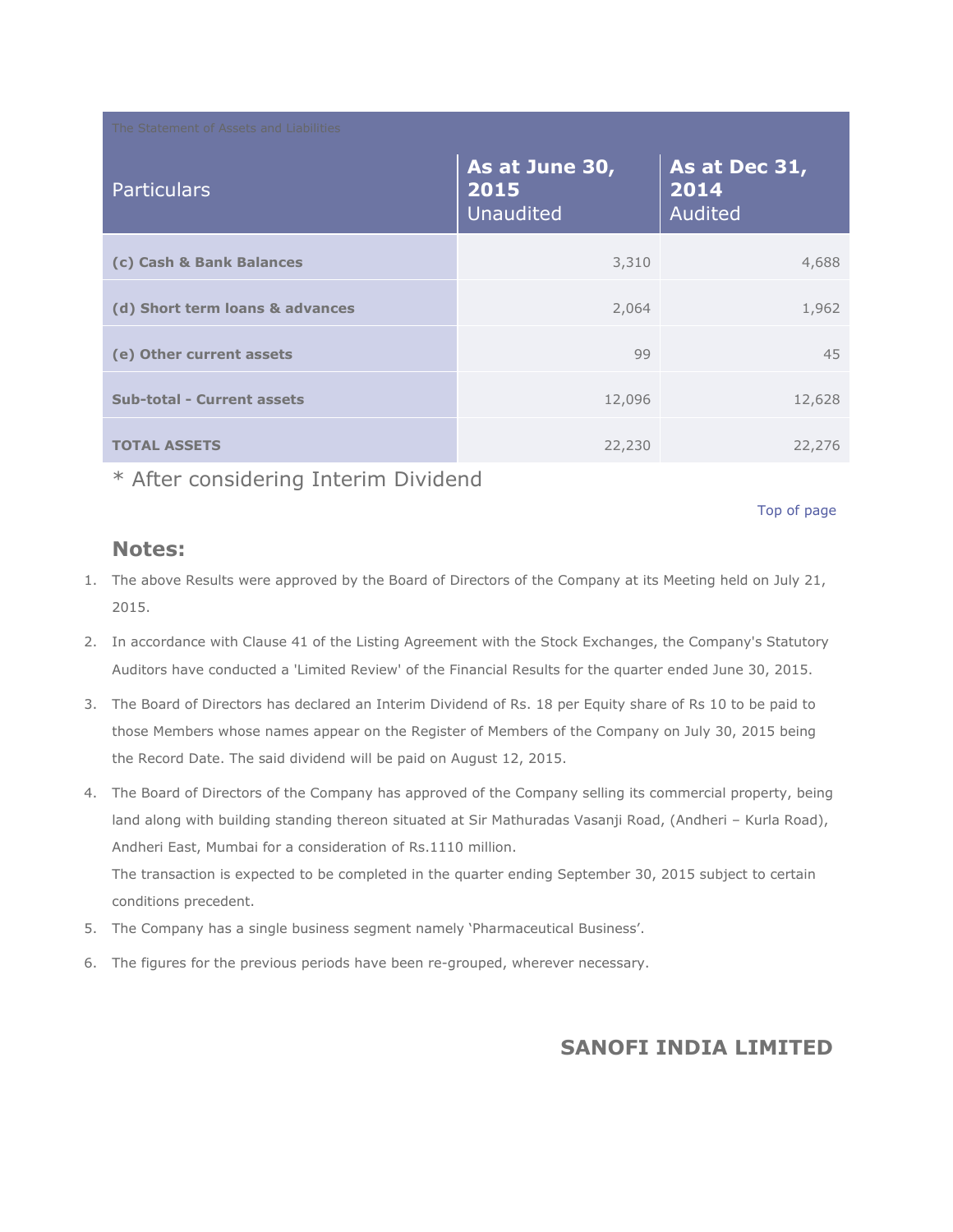The Statement of Assets and Liabilities

| Particulars | As at June 30, 2015 Unaudited | As at Dec 31, 2014 Audited |
|---|---|---|
| **(c) Cash & Bank Balances** | 3,310 | 4,688 |
| **(d) Short term loans & advances** | 2,064 | 1,962 |
| **(e) Other current assets** | 99 | 45 |
| **Sub-total - Current assets** | 12,096 | 12,628 |
| **TOTAL ASSETS** | 22,230 | 22,276 |

\* After considering Interim Dividend

Top of page

## Notes:

1. The above Results were approved by the Board of Directors of the Company at its Meeting held on July 21, 2015.
2. In accordance with Clause 41 of the Listing Agreement with the Stock Exchanges, the Company's Statutory Auditors have conducted a 'Limited Review' of the Financial Results for the quarter ended June 30, 2015.
3. The Board of Directors has declared an Interim Dividend of Rs. 18 per Equity share of Rs 10 to be paid to those Members whose names appear on the Register of Members of the Company on July 30, 2015 being the Record Date. The said dividend will be paid on August 12, 2015.
4. The Board of Directors of the Company has approved of the Company selling its commercial property, being land along with building standing thereon situated at Sir Mathuradas Vasanji Road, (Andheri – Kurla Road), Andheri East, Mumbai for a consideration of Rs.1110 million.
   The transaction is expected to be completed in the quarter ending September 30, 2015 subject to certain conditions precedent.
5. The Company has a single business segment namely 'Pharmaceutical Business'.
6. The figures for the previous periods have been re-grouped, wherever necessary.

**SANOFI INDIA LIMITED**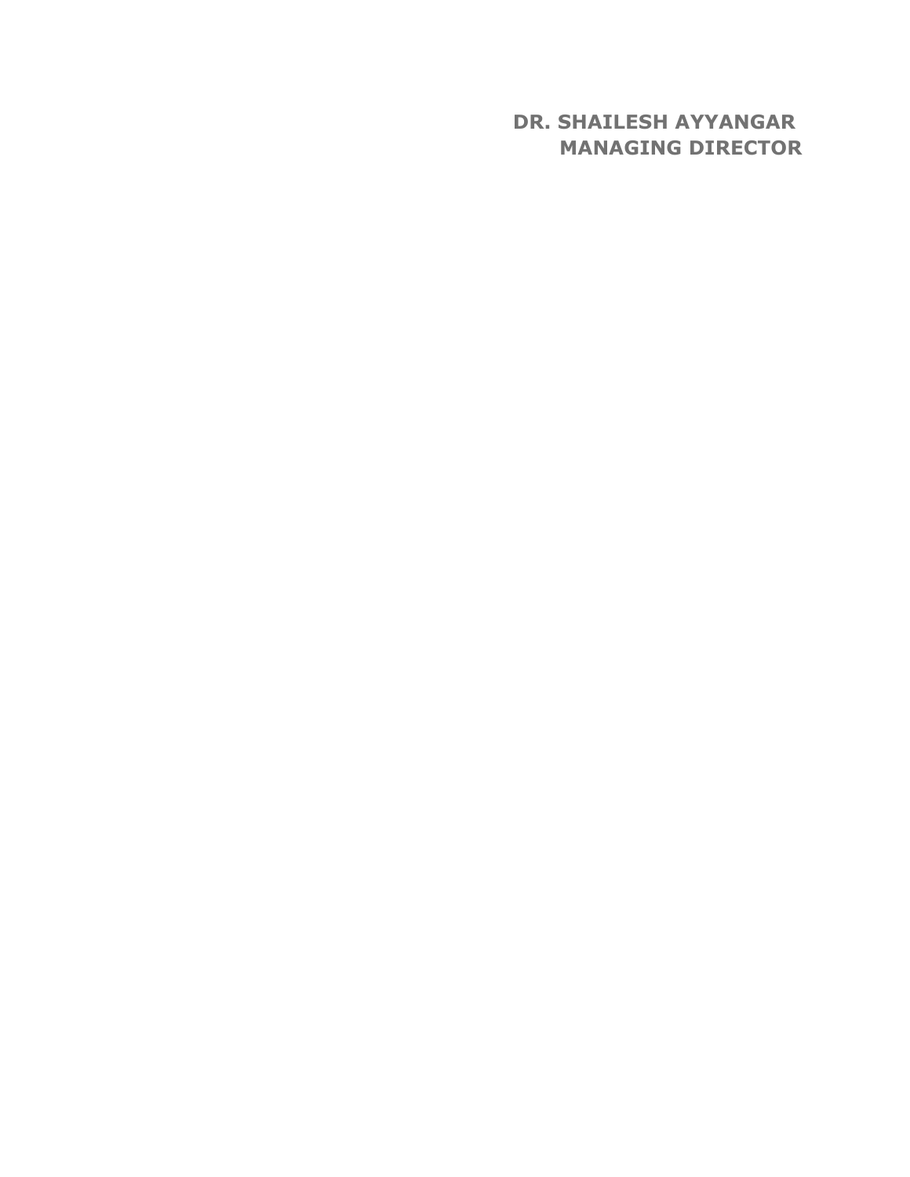**DR. SHAILESH AYYANGAR**
**MANAGING DIRECTOR**